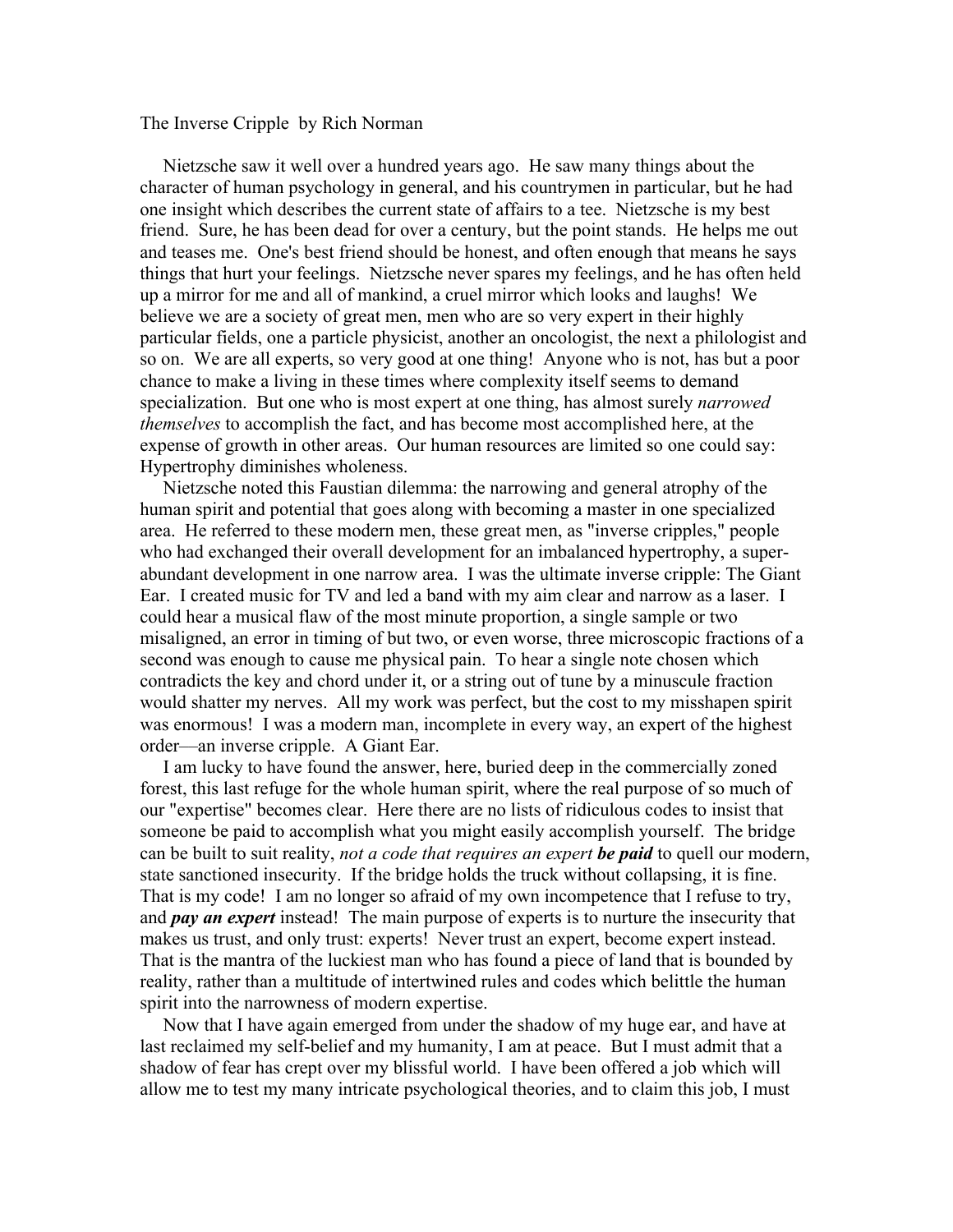The Inverse Cripple by Rich Norman

Nietzsche saw it well over a hundred years ago. He saw many things about the character of human psychology in general, and his countrymen in particular, but he had one insight which describes the current state of affairs to a tee. Nietzsche is my best friend. Sure, he has been dead for over a century, but the point stands. He helps me out and teases me. One's best friend should be honest, and often enough that means he says things that hurt your feelings. Nietzsche never spares my feelings, and he has often held up a mirror for me and all of mankind, a cruel mirror which looks and laughs! We believe we are a society of great men, men who are so very expert in their highly particular fields, one a particle physicist, another an oncologist, the next a philologist and so on. We are all experts, so very good at one thing! Anyone who is not, has but a poor chance to make a living in these times where complexity itself seems to demand specialization. But one who is most expert at one thing, has almost surely *narrowed themselves* to accomplish the fact, and has become most accomplished here, at the expense of growth in other areas. Our human resources are limited so one could say: Hypertrophy diminishes wholeness.

Nietzsche noted this Faustian dilemma: the narrowing and general atrophy of the human spirit and potential that goes along with becoming a master in one specialized area. He referred to these modern men, these great men, as "inverse cripples," people who had exchanged their overall development for an imbalanced hypertrophy, a super-abundant development in one narrow area. I was the ultimate inverse cripple: The Giant Ear. I created music for TV and led a band with my aim clear and narrow as a laser. I could hear a musical flaw of the most minute proportion, a single sample or two misaligned, an error in timing of but two, or even worse, three microscopic fractions of a second was enough to cause me physical pain. To hear a single note chosen which contradicts the key and chord under it, or a string out of tune by a minuscule fraction would shatter my nerves. All my work was perfect, but the cost to my misshapen spirit was enormous! I was a modern man, incomplete in every way, an expert of the highest order—an inverse cripple. A Giant Ear.

I am lucky to have found the answer, here, buried deep in the commercially zoned forest, this last refuge for the whole human spirit, where the real purpose of so much of our "expertise" becomes clear. Here there are no lists of ridiculous codes to insist that someone be paid to accomplish what you might easily accomplish yourself. The bridge can be built to suit reality, *not a code that requires an expert* ***be paid*** to quell our modern, state sanctioned insecurity. If the bridge holds the truck without collapsing, it is fine. That is my code! I am no longer so afraid of my own incompetence that I refuse to try, and ***pay an expert*** instead! The main purpose of experts is to nurture the insecurity that makes us trust, and only trust: experts! Never trust an expert, become expert instead. That is the mantra of the luckiest man who has found a piece of land that is bounded by reality, rather than a multitude of intertwined rules and codes which belittle the human spirit into the narrowness of modern expertise.

Now that I have again emerged from under the shadow of my huge ear, and have at last reclaimed my self-belief and my humanity, I am at peace. But I must admit that a shadow of fear has crept over my blissful world. I have been offered a job which will allow me to test my many intricate psychological theories, and to claim this job, I must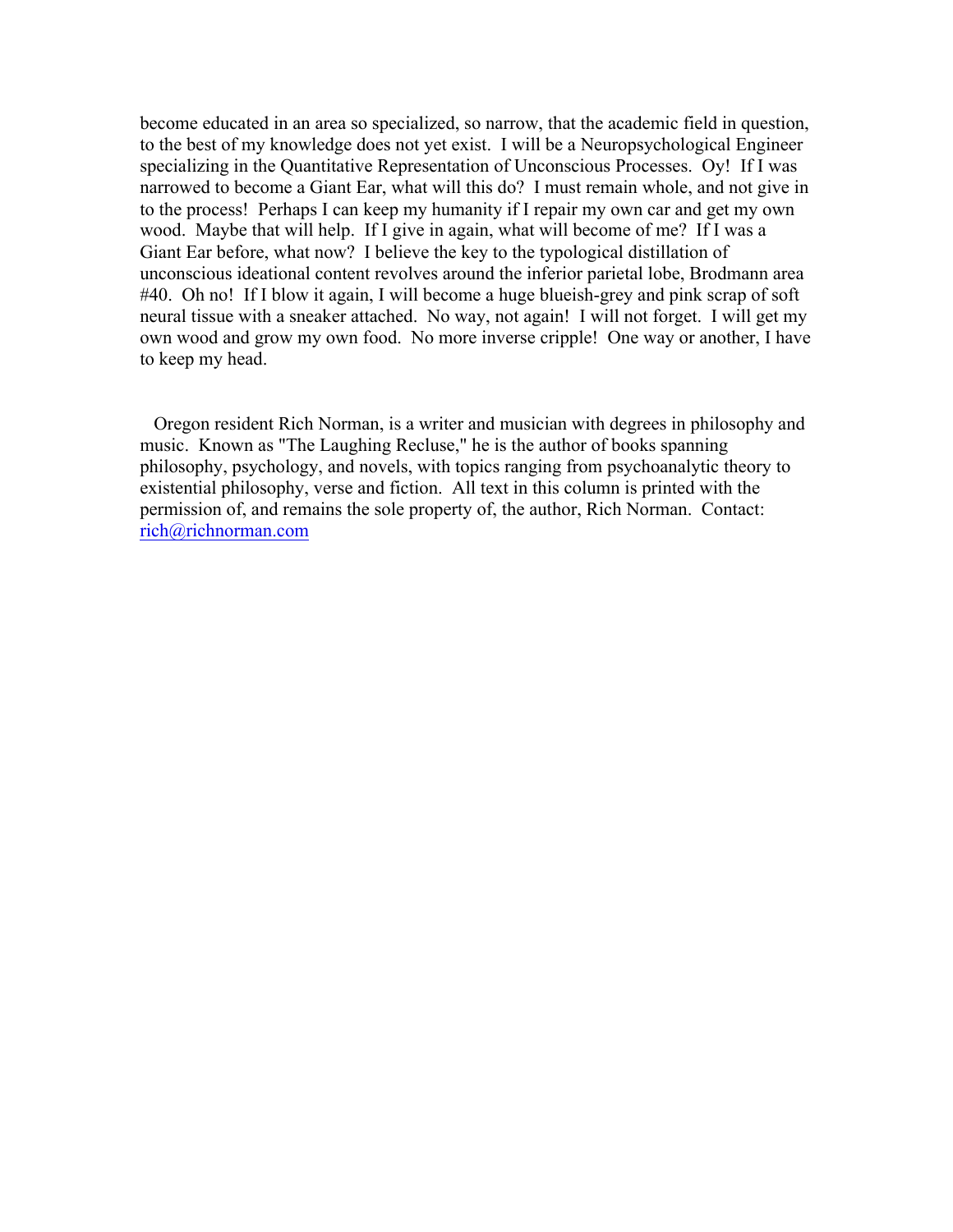become educated in an area so specialized, so narrow, that the academic field in question, to the best of my knowledge does not yet exist. I will be a Neuropsychological Engineer specializing in the Quantitative Representation of Unconscious Processes. Oy! If I was narrowed to become a Giant Ear, what will this do? I must remain whole, and not give in to the process! Perhaps I can keep my humanity if I repair my own car and get my own wood. Maybe that will help. If I give in again, what will become of me? If I was a Giant Ear before, what now? I believe the key to the typological distillation of unconscious ideational content revolves around the inferior parietal lobe, Brodmann area #40. Oh no! If I blow it again, I will become a huge blueish-grey and pink scrap of soft neural tissue with a sneaker attached. No way, not again! I will not forget. I will get my own wood and grow my own food. No more inverse cripple! One way or another, I have to keep my head.

Oregon resident Rich Norman, is a writer and musician with degrees in philosophy and music. Known as "The Laughing Recluse," he is the author of books spanning philosophy, psychology, and novels, with topics ranging from psychoanalytic theory to existential philosophy, verse and fiction. All text in this column is printed with the permission of, and remains the sole property of, the author, Rich Norman. Contact: [rich@richnorman.com](mailto:rich@richnorman.com)